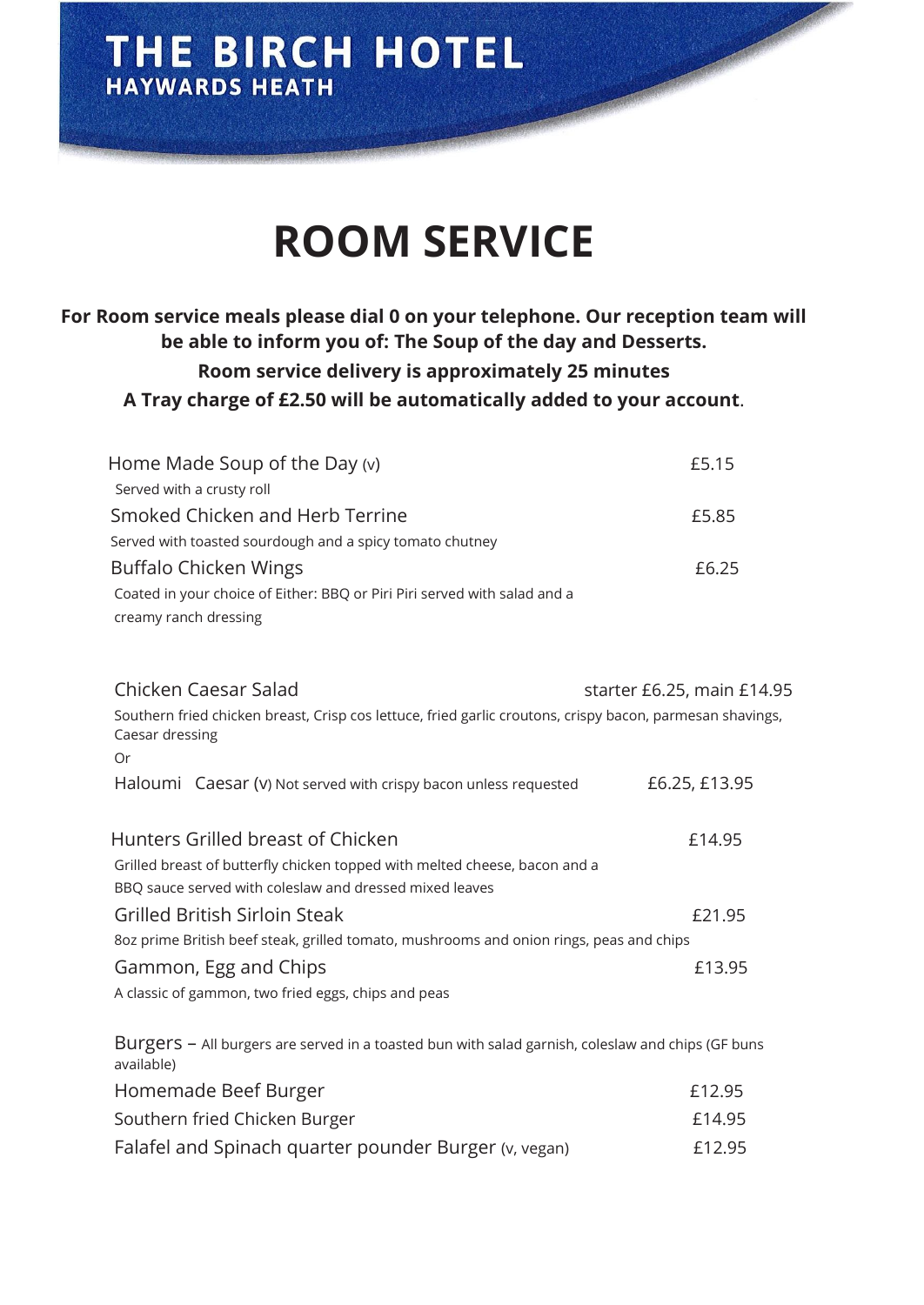# THE BIRCH HOTEL

## HAYWARDS HEATH

# ROOM SERVICE

**For Room service meals please dial 0 on your telephone. Our reception team will be able to inform you of: The Soup of the day and Desserts.**

**Room service delivery is approximately 25 minutes**

**A Tray charge of £2.50 will be automatically added to your account.**

Home Made Soup of the Day (v) — £5.15
Served with a crusty roll

Smoked Chicken and Herb Terrine — £5.85
Served with toasted sourdough and a spicy tomato chutney

Buffalo Chicken Wings — £6.25
Coated in your choice of Either: BBQ or Piri Piri served with salad and a creamy ranch dressing

Chicken Caesar Salad — starter £6.25, main £14.95
Southern fried chicken breast, Crisp cos lettuce, fried garlic croutons, crispy bacon, parmesan shavings, Caesar dressing

Or

Haloumi Caesar (V) Not served with crispy bacon unless requested — £6.25, £13.95

Hunters Grilled breast of Chicken — £14.95
Grilled breast of butterfly chicken topped with melted cheese, bacon and a BBQ sauce served with coleslaw and dressed mixed leaves

Grilled British Sirloin Steak — £21.95
8oz prime British beef steak, grilled tomato, mushrooms and onion rings, peas and chips

Gammon, Egg and Chips — £13.95
A classic of gammon, two fried eggs, chips and peas

Burgers – All burgers are served in a toasted bun with salad garnish, coleslaw and chips (GF buns available)

Homemade Beef Burger — £12.95

Southern fried Chicken Burger — £14.95

Falafel and Spinach quarter pounder Burger (v, vegan) — £12.95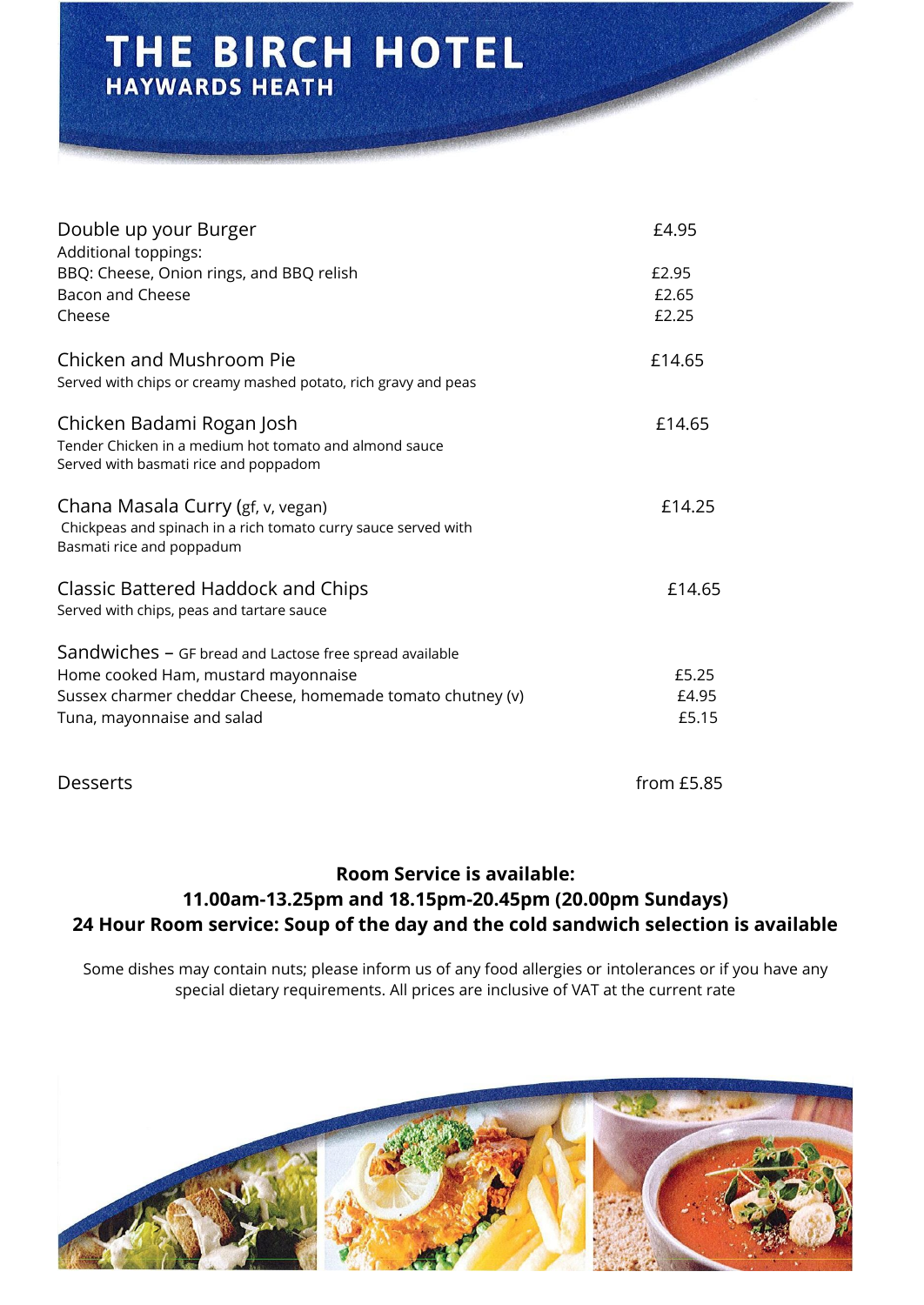# THE BIRCH HOTEL
## HAYWARDS HEATH

| | |
|---|---|
| Double up your Burger | £4.95 |
| Additional toppings: | |
| BBQ: Cheese, Onion rings, and BBQ relish | £2.95 |
| Bacon and Cheese | £2.65 |
| Cheese | £2.25 |

Chicken and Mushroom Pie — £14.65
Served with chips or creamy mashed potato, rich gravy and peas

Chicken Badami Rogan Josh — £14.65
Tender Chicken in a medium hot tomato and almond sauce
Served with basmati rice and poppadom

Chana Masala Curry (gf, v, vegan) — £14.25
Chickpeas and spinach in a rich tomato curry sauce served with
Basmati rice and poppadum

Classic Battered Haddock and Chips — £14.65
Served with chips, peas and tartare sauce

Sandwiches – GF bread and Lactose free spread available

| | |
|---|---|
| Home cooked Ham, mustard mayonnaise | £5.25 |
| Sussex charmer cheddar Cheese, homemade tomato chutney (v) | £4.95 |
| Tuna, mayonnaise and salad | £5.15 |

Desserts — from £5.85

**Room Service is available:**
**11.00am-13.25pm and 18.15pm-20.45pm (20.00pm Sundays)**
**24 Hour Room service: Soup of the day and the cold sandwich selection is available**

Some dishes may contain nuts; please inform us of any food allergies or intolerances or if you have any special dietary requirements. All prices are inclusive of VAT at the current rate